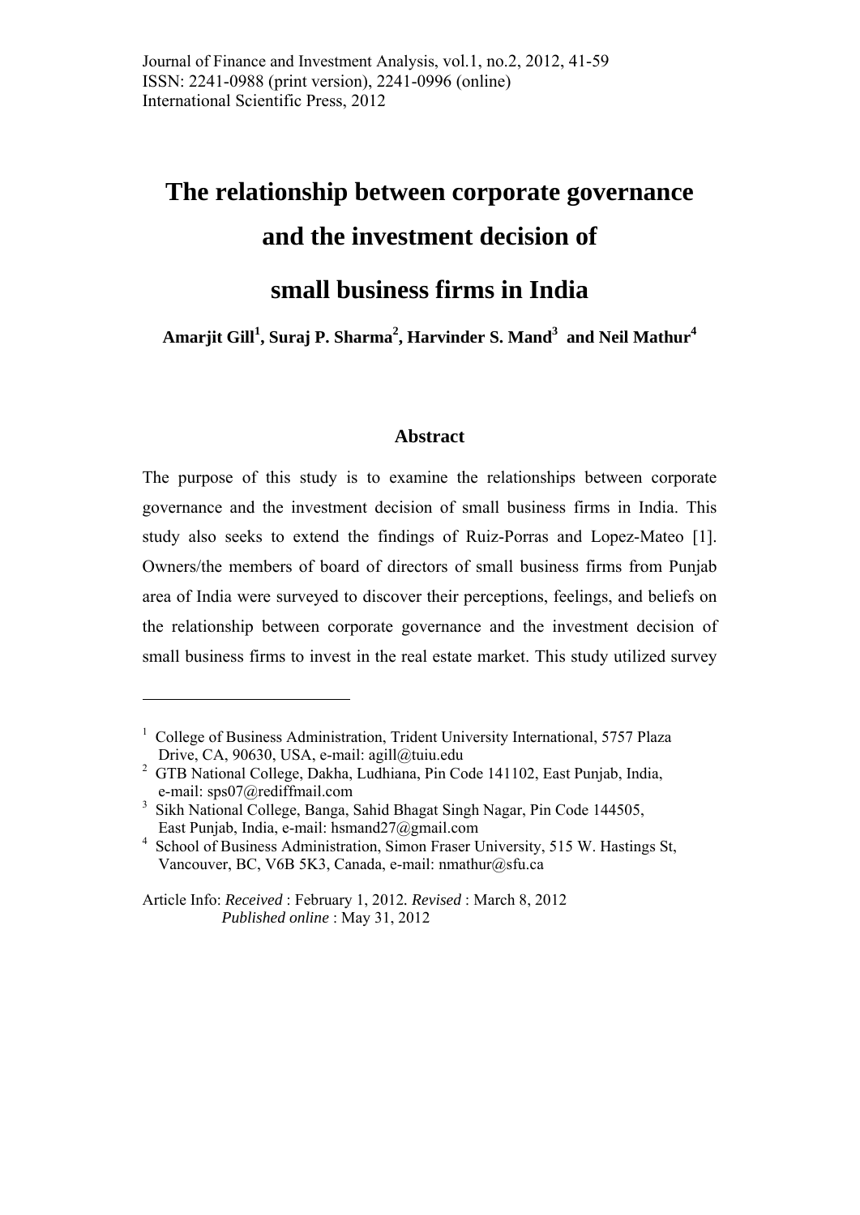Journal of Finance and Investment Analysis, vol.1, no.2, 2012, 41-59
ISSN: 2241-0988 (print version), 2241-0996 (online)
International Scientific Press, 2012

# The relationship between corporate governance and the investment decision of small business firms in India

**Amarjit Gill[1], Suraj P. Sharma[2], Harvinder S. Mand[3] and Neil Mathur[4]**

## Abstract

The purpose of this study is to examine the relationships between corporate governance and the investment decision of small business firms in India. This study also seeks to extend the findings of Ruiz-Porras and Lopez-Mateo [1]. Owners/the members of board of directors of small business firms from Punjab area of India were surveyed to discover their perceptions, feelings, and beliefs on the relationship between corporate governance and the investment decision of small business firms to invest in the real estate market. This study utilized survey

---

[1] College of Business Administration, Trident University International, 5757 Plaza Drive, CA, 90630, USA, e-mail: agill@tuiu.edu

[2] GTB National College, Dakha, Ludhiana, Pin Code 141102, East Punjab, India, e-mail: sps07@rediffmail.com

[3] Sikh National College, Banga, Sahid Bhagat Singh Nagar, Pin Code 144505, East Punjab, India, e-mail: hsmand27@gmail.com

[4] School of Business Administration, Simon Fraser University, 515 W. Hastings St, Vancouver, BC, V6B 5K3, Canada, e-mail: nmathur@sfu.ca

Article Info: *Received* : February 1, 2012. *Revised* : March 8, 2012
*Published online* : May 31, 2012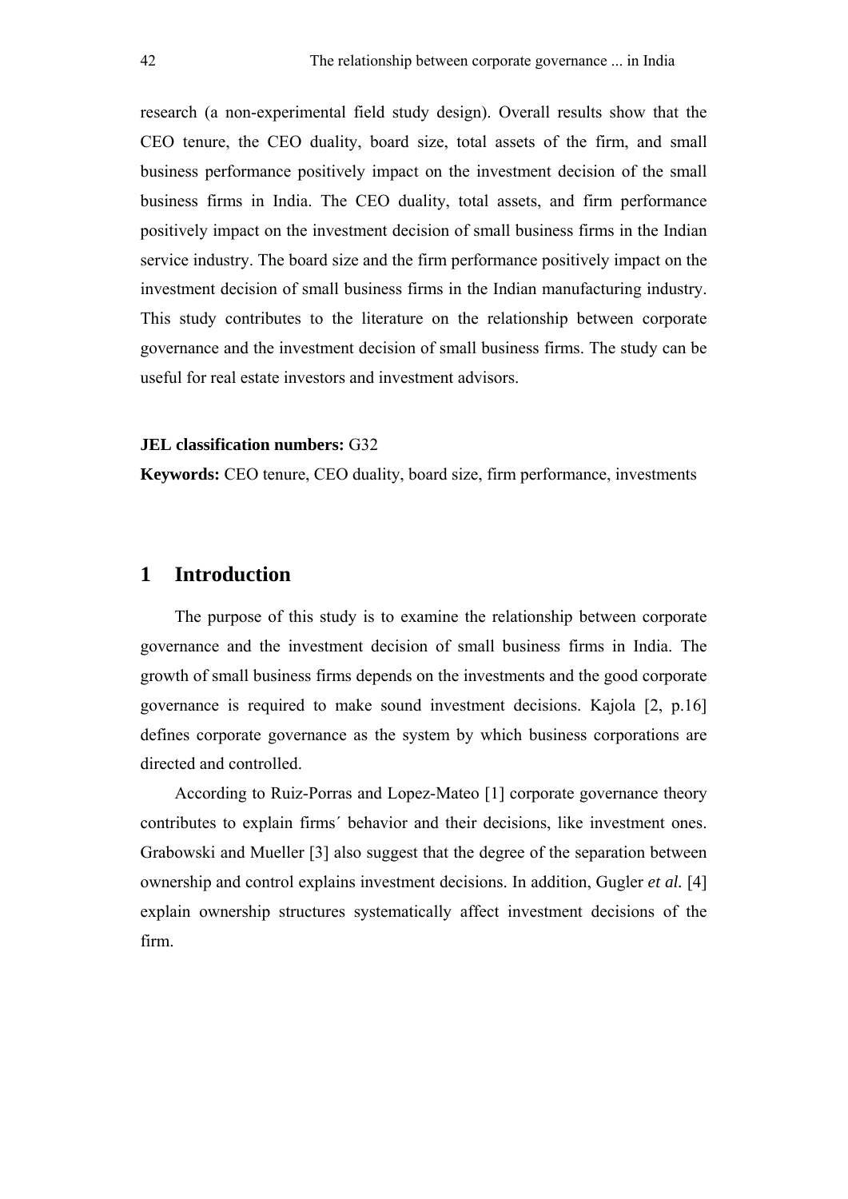research (a non-experimental field study design). Overall results show that the CEO tenure, the CEO duality, board size, total assets of the firm, and small business performance positively impact on the investment decision of the small business firms in India. The CEO duality, total assets, and firm performance positively impact on the investment decision of small business firms in the Indian service industry. The board size and the firm performance positively impact on the investment decision of small business firms in the Indian manufacturing industry. This study contributes to the literature on the relationship between corporate governance and the investment decision of small business firms. The study can be useful for real estate investors and investment advisors.

**JEL classification numbers:** G32

**Keywords:** CEO tenure, CEO duality, board size, firm performance, investments

## 1 Introduction

The purpose of this study is to examine the relationship between corporate governance and the investment decision of small business firms in India. The growth of small business firms depends on the investments and the good corporate governance is required to make sound investment decisions. Kajola [2, p.16] defines corporate governance as the system by which business corporations are directed and controlled.

According to Ruiz-Porras and Lopez-Mateo [1] corporate governance theory contributes to explain firms´ behavior and their decisions, like investment ones. Grabowski and Mueller [3] also suggest that the degree of the separation between ownership and control explains investment decisions. In addition, Gugler *et al.* [4] explain ownership structures systematically affect investment decisions of the firm.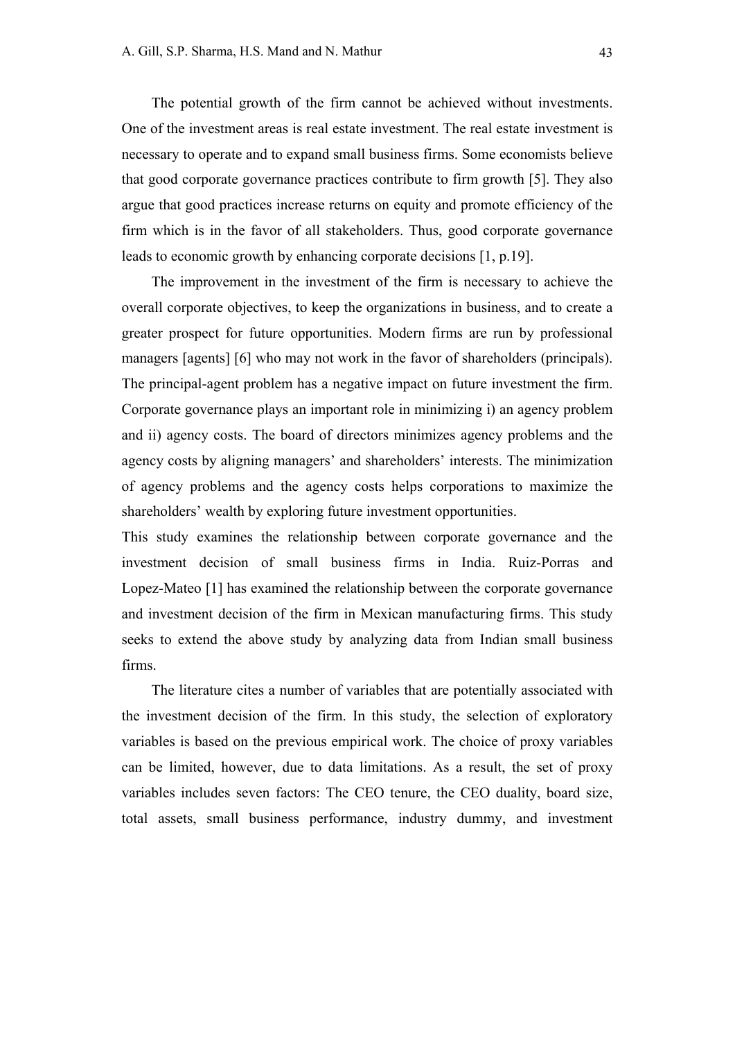The potential growth of the firm cannot be achieved without investments. One of the investment areas is real estate investment. The real estate investment is necessary to operate and to expand small business firms. Some economists believe that good corporate governance practices contribute to firm growth [5]. They also argue that good practices increase returns on equity and promote efficiency of the firm which is in the favor of all stakeholders. Thus, good corporate governance leads to economic growth by enhancing corporate decisions [1, p.19].

The improvement in the investment of the firm is necessary to achieve the overall corporate objectives, to keep the organizations in business, and to create a greater prospect for future opportunities. Modern firms are run by professional managers [agents] [6] who may not work in the favor of shareholders (principals). The principal-agent problem has a negative impact on future investment the firm. Corporate governance plays an important role in minimizing i) an agency problem and ii) agency costs. The board of directors minimizes agency problems and the agency costs by aligning managers' and shareholders' interests. The minimization of agency problems and the agency costs helps corporations to maximize the shareholders' wealth by exploring future investment opportunities.

This study examines the relationship between corporate governance and the investment decision of small business firms in India. Ruiz-Porras and Lopez-Mateo [1] has examined the relationship between the corporate governance and investment decision of the firm in Mexican manufacturing firms. This study seeks to extend the above study by analyzing data from Indian small business firms.

The literature cites a number of variables that are potentially associated with the investment decision of the firm. In this study, the selection of exploratory variables is based on the previous empirical work. The choice of proxy variables can be limited, however, due to data limitations. As a result, the set of proxy variables includes seven factors: The CEO tenure, the CEO duality, board size, total assets, small business performance, industry dummy, and investment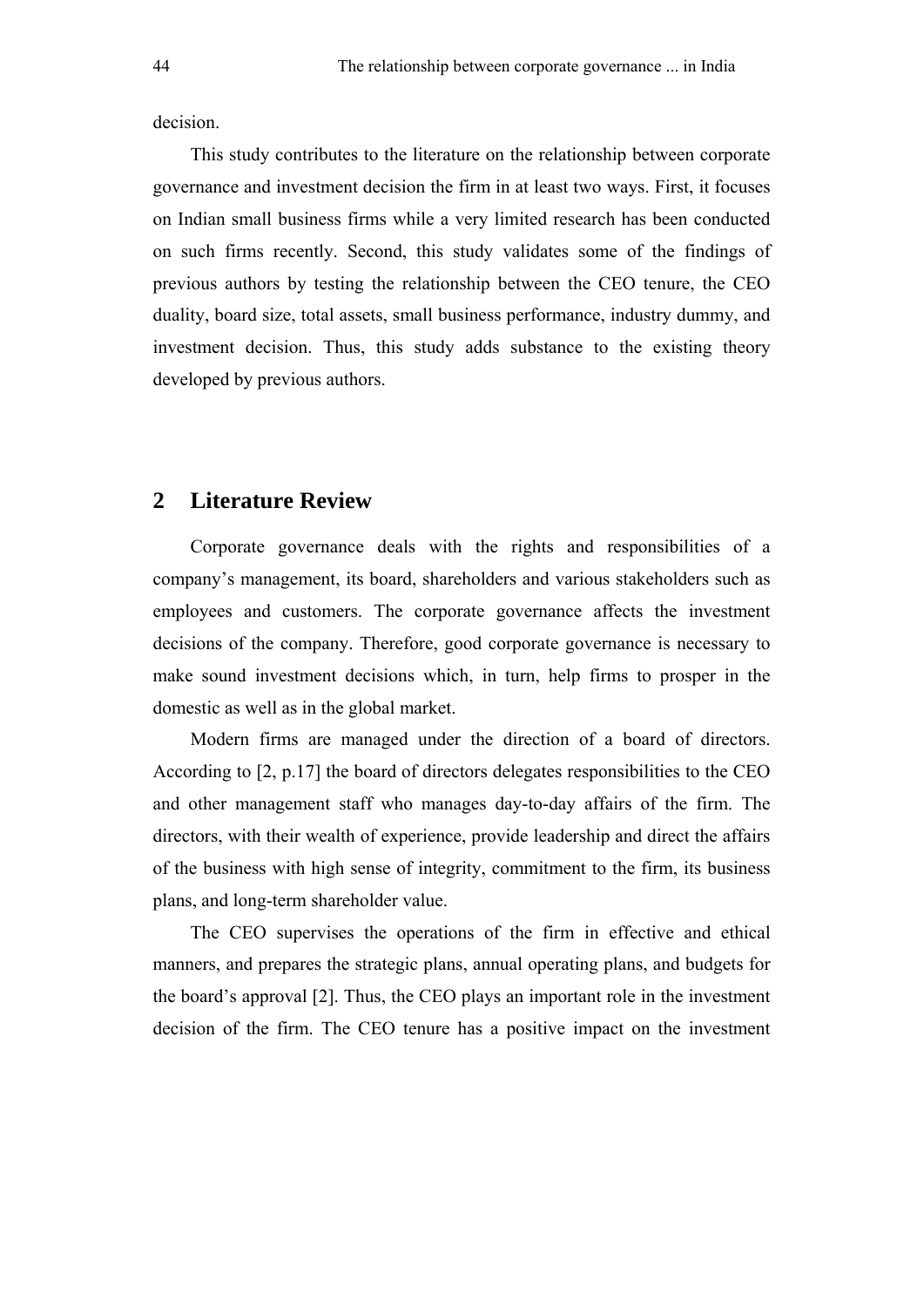decision.

This study contributes to the literature on the relationship between corporate governance and investment decision the firm in at least two ways. First, it focuses on Indian small business firms while a very limited research has been conducted on such firms recently. Second, this study validates some of the findings of previous authors by testing the relationship between the CEO tenure, the CEO duality, board size, total assets, small business performance, industry dummy, and investment decision. Thus, this study adds substance to the existing theory developed by previous authors.

## 2 Literature Review

Corporate governance deals with the rights and responsibilities of a company's management, its board, shareholders and various stakeholders such as employees and customers. The corporate governance affects the investment decisions of the company. Therefore, good corporate governance is necessary to make sound investment decisions which, in turn, help firms to prosper in the domestic as well as in the global market.

Modern firms are managed under the direction of a board of directors. According to [2, p.17] the board of directors delegates responsibilities to the CEO and other management staff who manages day-to-day affairs of the firm. The directors, with their wealth of experience, provide leadership and direct the affairs of the business with high sense of integrity, commitment to the firm, its business plans, and long-term shareholder value.

The CEO supervises the operations of the firm in effective and ethical manners, and prepares the strategic plans, annual operating plans, and budgets for the board's approval [2]. Thus, the CEO plays an important role in the investment decision of the firm. The CEO tenure has a positive impact on the investment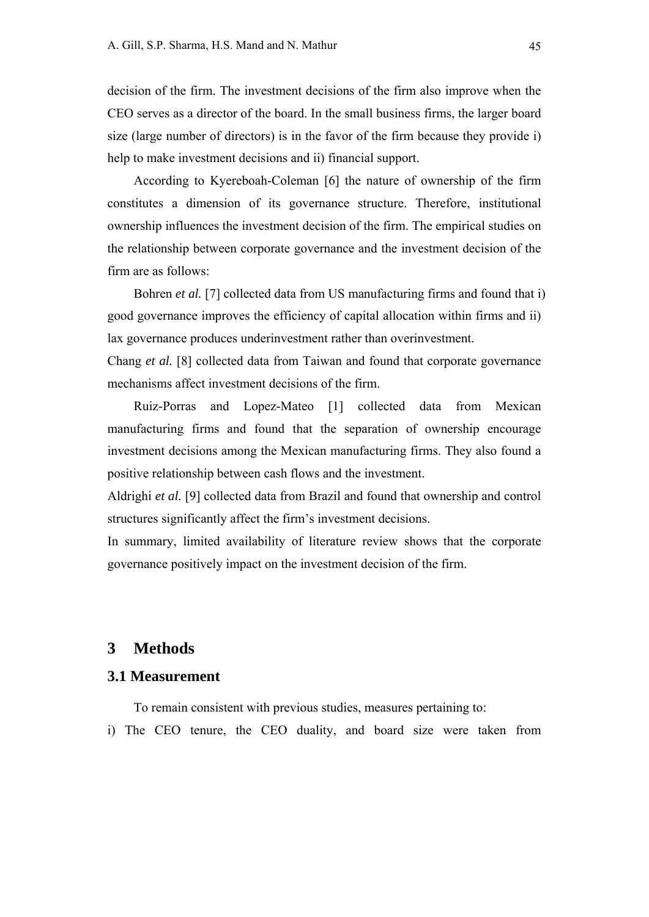decision of the firm. The investment decisions of the firm also improve when the CEO serves as a director of the board. In the small business firms, the larger board size (large number of directors) is in the favor of the firm because they provide i) help to make investment decisions and ii) financial support.

According to Kyereboah-Coleman [6] the nature of ownership of the firm constitutes a dimension of its governance structure. Therefore, institutional ownership influences the investment decision of the firm. The empirical studies on the relationship between corporate governance and the investment decision of the firm are as follows:

Bohren *et al.* [7] collected data from US manufacturing firms and found that i) good governance improves the efficiency of capital allocation within firms and ii) lax governance produces underinvestment rather than overinvestment.

Chang *et al.* [8] collected data from Taiwan and found that corporate governance mechanisms affect investment decisions of the firm.

Ruiz-Porras and Lopez-Mateo [1] collected data from Mexican manufacturing firms and found that the separation of ownership encourage investment decisions among the Mexican manufacturing firms. They also found a positive relationship between cash flows and the investment.

Aldrighi *et al.* [9] collected data from Brazil and found that ownership and control structures significantly affect the firm's investment decisions.

In summary, limited availability of literature review shows that the corporate governance positively impact on the investment decision of the firm.

## 3 Methods

### 3.1 Measurement

To remain consistent with previous studies, measures pertaining to:

i) The CEO tenure, the CEO duality, and board size were taken from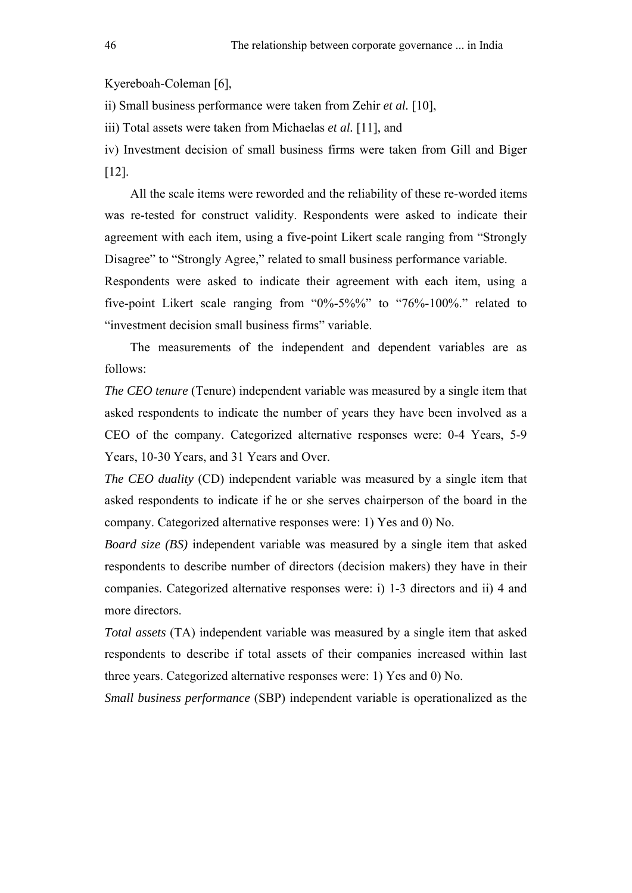Kyereboah-Coleman [6],

ii) Small business performance were taken from Zehir *et al.* [10],

iii) Total assets were taken from Michaelas *et al.* [11], and

iv) Investment decision of small business firms were taken from Gill and Biger [12].

All the scale items were reworded and the reliability of these re-worded items was re-tested for construct validity. Respondents were asked to indicate their agreement with each item, using a five-point Likert scale ranging from "Strongly Disagree" to "Strongly Agree," related to small business performance variable.
Respondents were asked to indicate their agreement with each item, using a five-point Likert scale ranging from "0%-5%%" to "76%-100%." related to "investment decision small business firms" variable.

The measurements of the independent and dependent variables are as follows:

*The CEO tenure* (Tenure) independent variable was measured by a single item that asked respondents to indicate the number of years they have been involved as a CEO of the company. Categorized alternative responses were: 0-4 Years, 5-9 Years, 10-30 Years, and 31 Years and Over.

*The CEO duality* (CD) independent variable was measured by a single item that asked respondents to indicate if he or she serves chairperson of the board in the company. Categorized alternative responses were: 1) Yes and 0) No.

*Board size (BS)* independent variable was measured by a single item that asked respondents to describe number of directors (decision makers) they have in their companies. Categorized alternative responses were: i) 1-3 directors and ii) 4 and more directors.

*Total assets* (TA) independent variable was measured by a single item that asked respondents to describe if total assets of their companies increased within last three years. Categorized alternative responses were: 1) Yes and 0) No.

*Small business performance* (SBP) independent variable is operationalized as the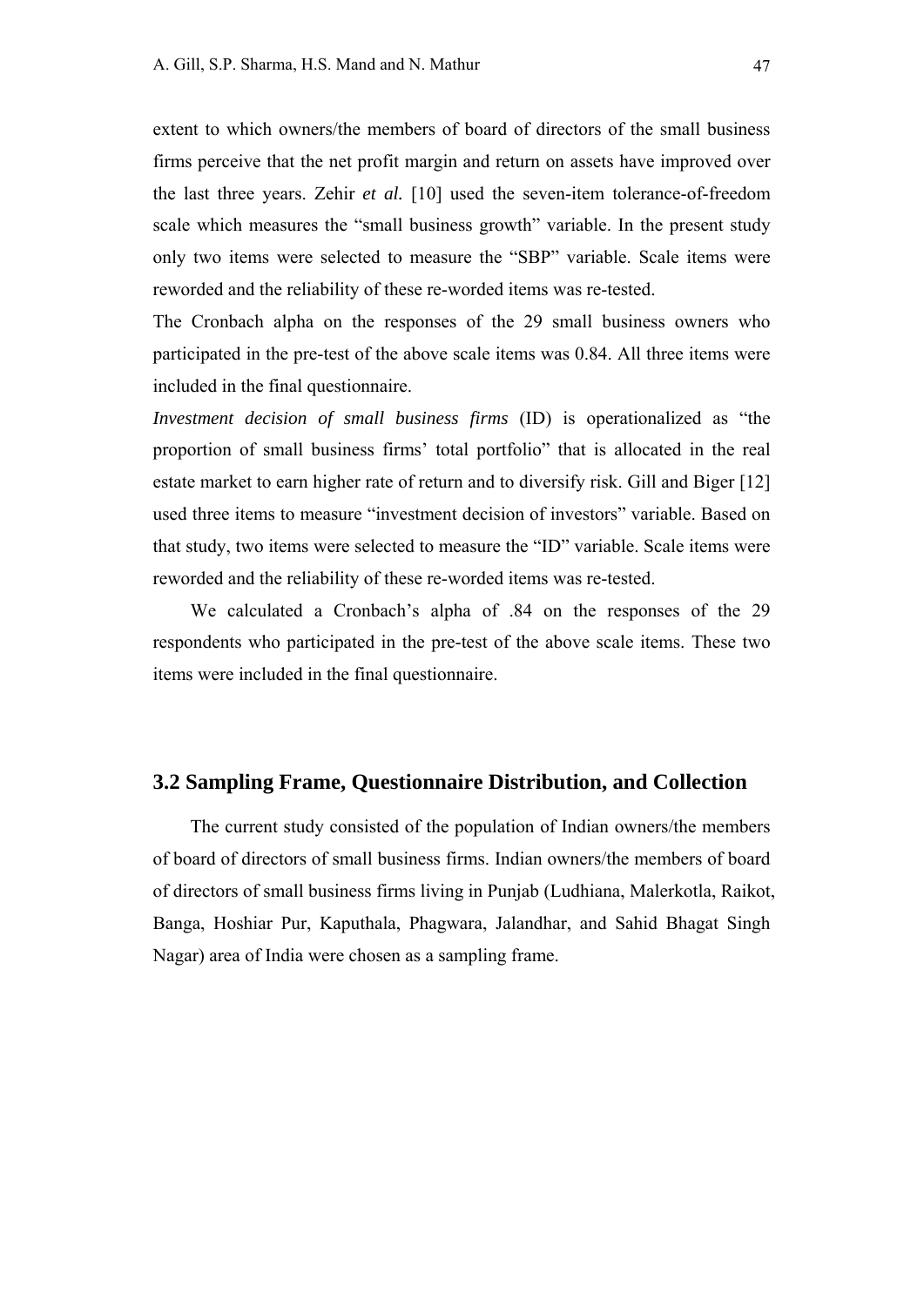extent to which owners/the members of board of directors of the small business firms perceive that the net profit margin and return on assets have improved over the last three years. Zehir *et al.* [10] used the seven-item tolerance-of-freedom scale which measures the "small business growth" variable. In the present study only two items were selected to measure the "SBP" variable. Scale items were reworded and the reliability of these re-worded items was re-tested.

The Cronbach alpha on the responses of the 29 small business owners who participated in the pre-test of the above scale items was 0.84. All three items were included in the final questionnaire.

*Investment decision of small business firms* (ID) is operationalized as "the proportion of small business firms' total portfolio" that is allocated in the real estate market to earn higher rate of return and to diversify risk. Gill and Biger [12] used three items to measure "investment decision of investors" variable. Based on that study, two items were selected to measure the "ID" variable. Scale items were reworded and the reliability of these re-worded items was re-tested.

We calculated a Cronbach's alpha of .84 on the responses of the 29 respondents who participated in the pre-test of the above scale items. These two items were included in the final questionnaire.

## 3.2 Sampling Frame, Questionnaire Distribution, and Collection

The current study consisted of the population of Indian owners/the members of board of directors of small business firms. Indian owners/the members of board of directors of small business firms living in Punjab (Ludhiana, Malerkotla, Raikot, Banga, Hoshiar Pur, Kaputhala, Phagwara, Jalandhar, and Sahid Bhagat Singh Nagar) area of India were chosen as a sampling frame.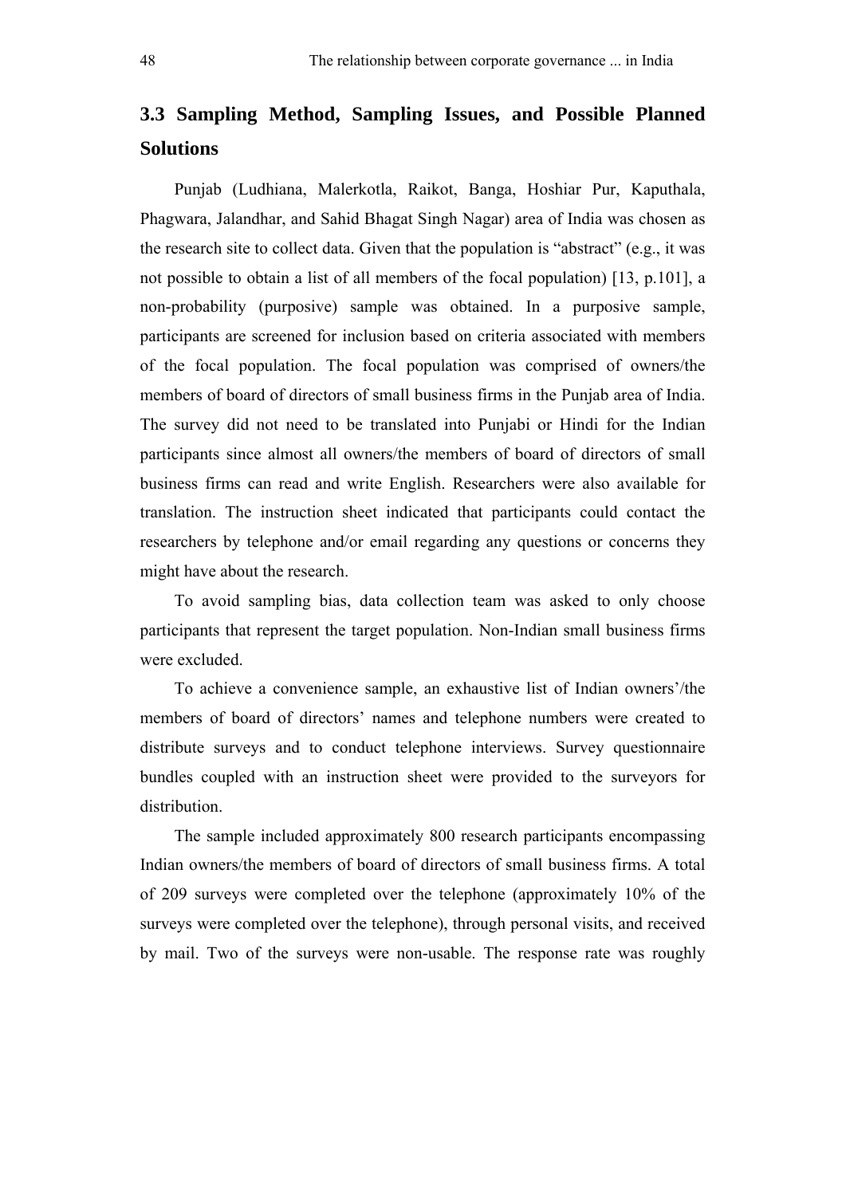## 3.3 Sampling Method, Sampling Issues, and Possible Planned Solutions

Punjab (Ludhiana, Malerkotla, Raikot, Banga, Hoshiar Pur, Kaputhala, Phagwara, Jalandhar, and Sahid Bhagat Singh Nagar) area of India was chosen as the research site to collect data. Given that the population is "abstract" (e.g., it was not possible to obtain a list of all members of the focal population) [13, p.101], a non-probability (purposive) sample was obtained. In a purposive sample, participants are screened for inclusion based on criteria associated with members of the focal population. The focal population was comprised of owners/the members of board of directors of small business firms in the Punjab area of India. The survey did not need to be translated into Punjabi or Hindi for the Indian participants since almost all owners/the members of board of directors of small business firms can read and write English. Researchers were also available for translation. The instruction sheet indicated that participants could contact the researchers by telephone and/or email regarding any questions or concerns they might have about the research.

To avoid sampling bias, data collection team was asked to only choose participants that represent the target population. Non-Indian small business firms were excluded.

To achieve a convenience sample, an exhaustive list of Indian owners'/the members of board of directors' names and telephone numbers were created to distribute surveys and to conduct telephone interviews. Survey questionnaire bundles coupled with an instruction sheet were provided to the surveyors for distribution.

The sample included approximately 800 research participants encompassing Indian owners/the members of board of directors of small business firms. A total of 209 surveys were completed over the telephone (approximately 10% of the surveys were completed over the telephone), through personal visits, and received by mail. Two of the surveys were non-usable. The response rate was roughly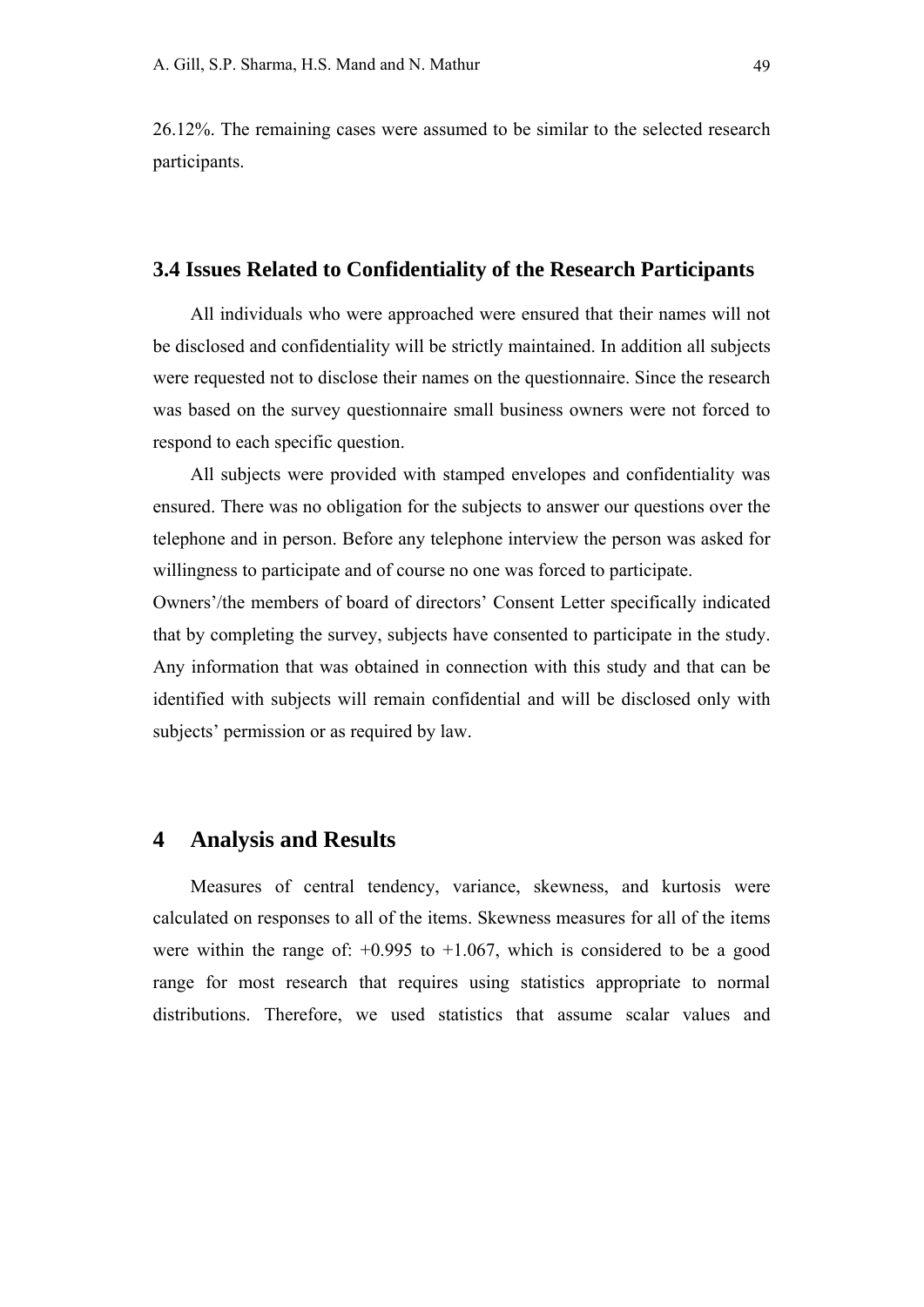26.12%. The remaining cases were assumed to be similar to the selected research participants.

## 3.4 Issues Related to Confidentiality of the Research Participants

All individuals who were approached were ensured that their names will not be disclosed and confidentiality will be strictly maintained. In addition all subjects were requested not to disclose their names on the questionnaire. Since the research was based on the survey questionnaire small business owners were not forced to respond to each specific question.

All subjects were provided with stamped envelopes and confidentiality was ensured. There was no obligation for the subjects to answer our questions over the telephone and in person. Before any telephone interview the person was asked for willingness to participate and of course no one was forced to participate.

Owners'/the members of board of directors' Consent Letter specifically indicated that by completing the survey, subjects have consented to participate in the study. Any information that was obtained in connection with this study and that can be identified with subjects will remain confidential and will be disclosed only with subjects' permission or as required by law.

# 4 Analysis and Results

Measures of central tendency, variance, skewness, and kurtosis were calculated on responses to all of the items. Skewness measures for all of the items were within the range of: +0.995 to +1.067, which is considered to be a good range for most research that requires using statistics appropriate to normal distributions. Therefore, we used statistics that assume scalar values and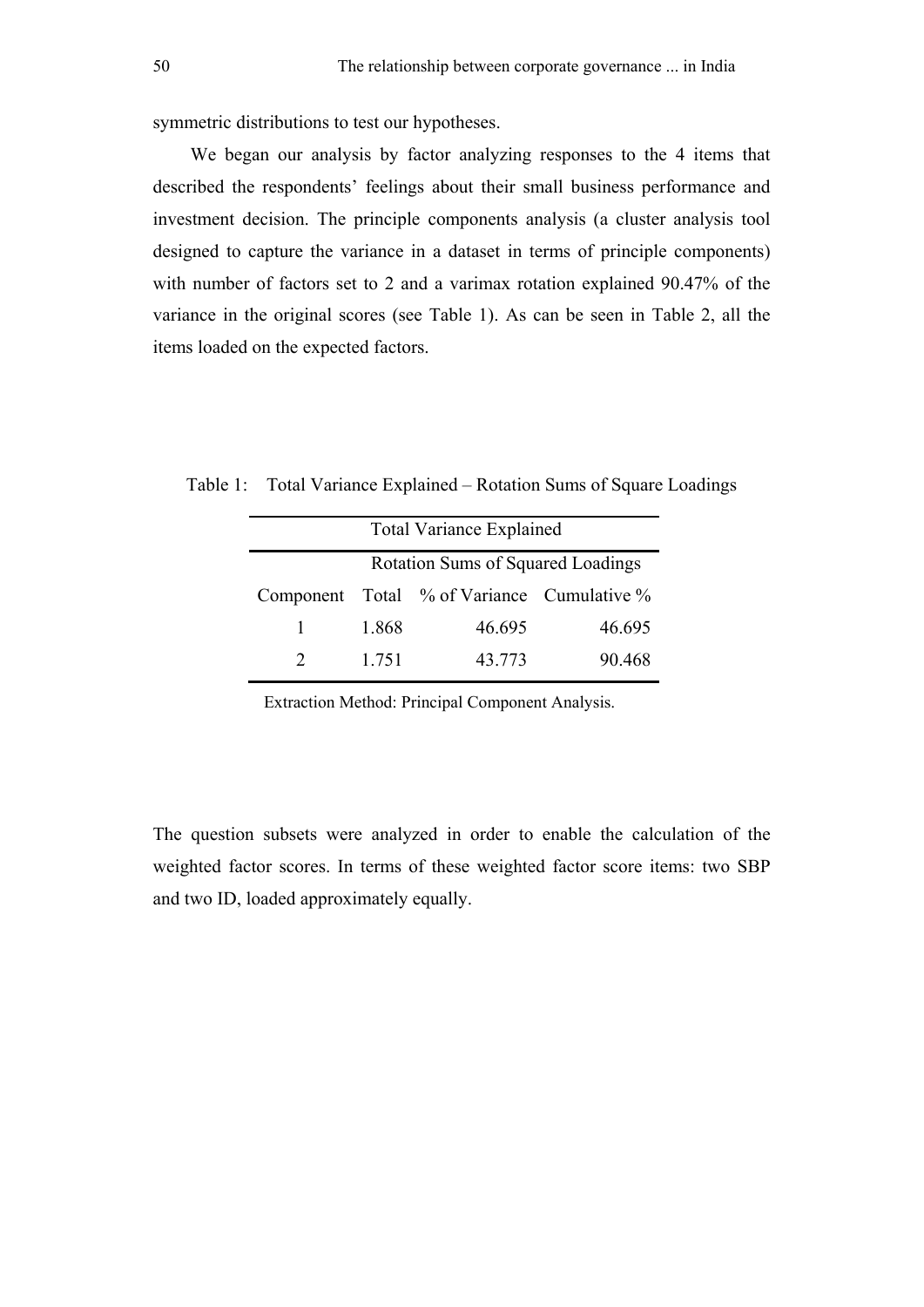symmetric distributions to test our hypotheses.

We began our analysis by factor analyzing responses to the 4 items that described the respondents' feelings about their small business performance and investment decision. The principle components analysis (a cluster analysis tool designed to capture the variance in a dataset in terms of principle components) with number of factors set to 2 and a varimax rotation explained 90.47% of the variance in the original scores (see Table 1). As can be seen in Table 2, all the items loaded on the expected factors.

Table 1: Total Variance Explained – Rotation Sums of Square Loadings

| Total Variance Explained | | | |
|---|---|---|---|
| | Rotation Sums of Squared Loadings | | |
| Component | Total | % of Variance | Cumulative % |
| 1 | 1.868 | 46.695 | 46.695 |
| 2 | 1.751 | 43.773 | 90.468 |

Extraction Method: Principal Component Analysis.

The question subsets were analyzed in order to enable the calculation of the weighted factor scores. In terms of these weighted factor score items: two SBP and two ID, loaded approximately equally.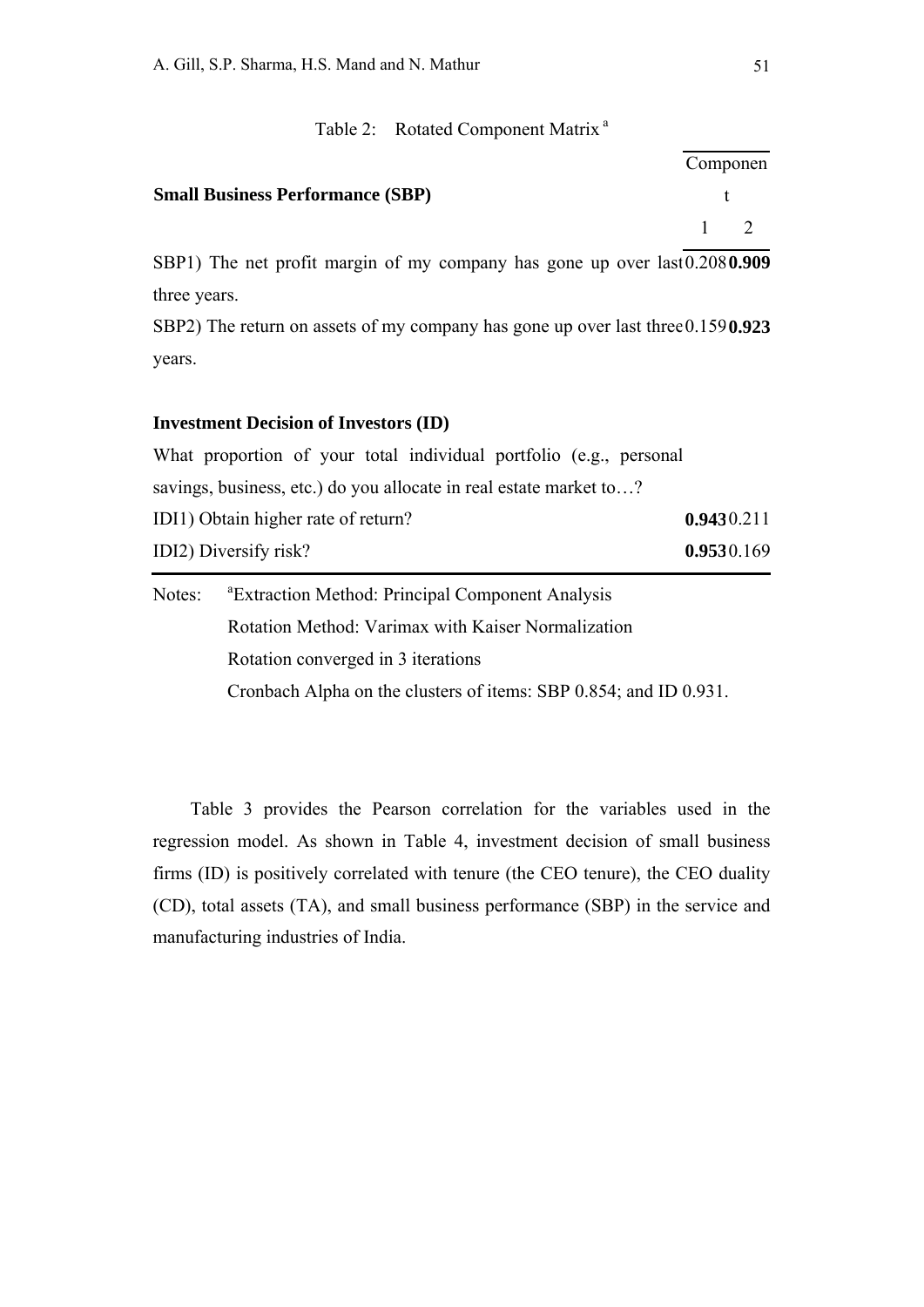Table 2: Rotated Component Matrix [a]

| Small Business Performance (SBP) | Component 1 | Component 2 |
|---|---|---|
| SBP1) The net profit margin of my company has gone up over last three years. | 0.208 | **0.909** |
| SBP2) The return on assets of my company has gone up over last three years. | 0.159 | **0.923** |
| **Investment Decision of Investors (ID)** | | |
| What proportion of your total individual portfolio (e.g., personal savings, business, etc.) do you allocate in real estate market to…? | | |
| IDI1) Obtain higher rate of return? | **0.943** | 0.211 |
| IDI2) Diversify risk? | **0.953** | 0.169 |

Notes: [a]Extraction Method: Principal Component Analysis
Rotation Method: Varimax with Kaiser Normalization
Rotation converged in 3 iterations
Cronbach Alpha on the clusters of items: SBP 0.854; and ID 0.931.

Table 3 provides the Pearson correlation for the variables used in the regression model. As shown in Table 4, investment decision of small business firms (ID) is positively correlated with tenure (the CEO tenure), the CEO duality (CD), total assets (TA), and small business performance (SBP) in the service and manufacturing industries of India.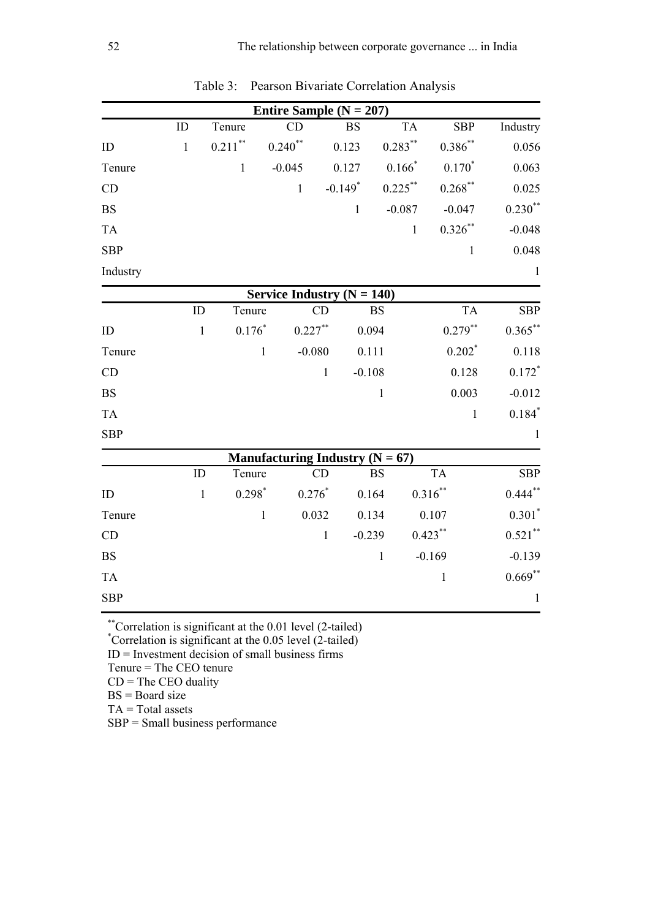Table 3: Pearson Bivariate Correlation Analysis

| Entire Sample (N = 207) | | | | | | | |
|---|---|---|---|---|---|---|---|
| | ID | Tenure | CD | BS | TA | SBP | Industry |
| ID | 1 | 0.211** | 0.240** | 0.123 | 0.283** | 0.386** | 0.056 |
| Tenure | | 1 | -0.045 | 0.127 | 0.166* | 0.170* | 0.063 |
| CD | | | 1 | -0.149* | 0.225** | 0.268** | 0.025 |
| BS | | | | 1 | -0.087 | -0.047 | 0.230** |
| TA | | | | | 1 | 0.326** | -0.048 |
| SBP | | | | | | 1 | 0.048 |
| Industry | | | | | | | 1 |

| Service Industry (N = 140) | | | | | | |
|---|---|---|---|---|---|---|
| | ID | Tenure | CD | BS | TA | SBP |
| ID | 1 | 0.176* | 0.227** | 0.094 | 0.279** | 0.365** |
| Tenure | | 1 | -0.080 | 0.111 | 0.202* | 0.118 |
| CD | | | 1 | -0.108 | 0.128 | 0.172* |
| BS | | | | 1 | 0.003 | -0.012 |
| TA | | | | | 1 | 0.184* |
| SBP | | | | | | 1 |

| Manufacturing Industry (N = 67) | | | | | | |
|---|---|---|---|---|---|---|
| | ID | Tenure | CD | BS | TA | SBP |
| ID | 1 | 0.298* | 0.276* | 0.164 | 0.316** | 0.444** |
| Tenure | | 1 | 0.032 | 0.134 | 0.107 | 0.301* |
| CD | | | 1 | -0.239 | 0.423** | 0.521** |
| BS | | | | 1 | -0.169 | -0.139 |
| TA | | | | | 1 | 0.669** |
| SBP | | | | | | 1 |

**Correlation is significant at the 0.01 level (2-tailed)  
*Correlation is significant at the 0.05 level (2-tailed)  
ID = Investment decision of small business firms  
Tenure = The CEO tenure  
CD = The CEO duality  
BS = Board size  
TA = Total assets  
SBP = Small business performance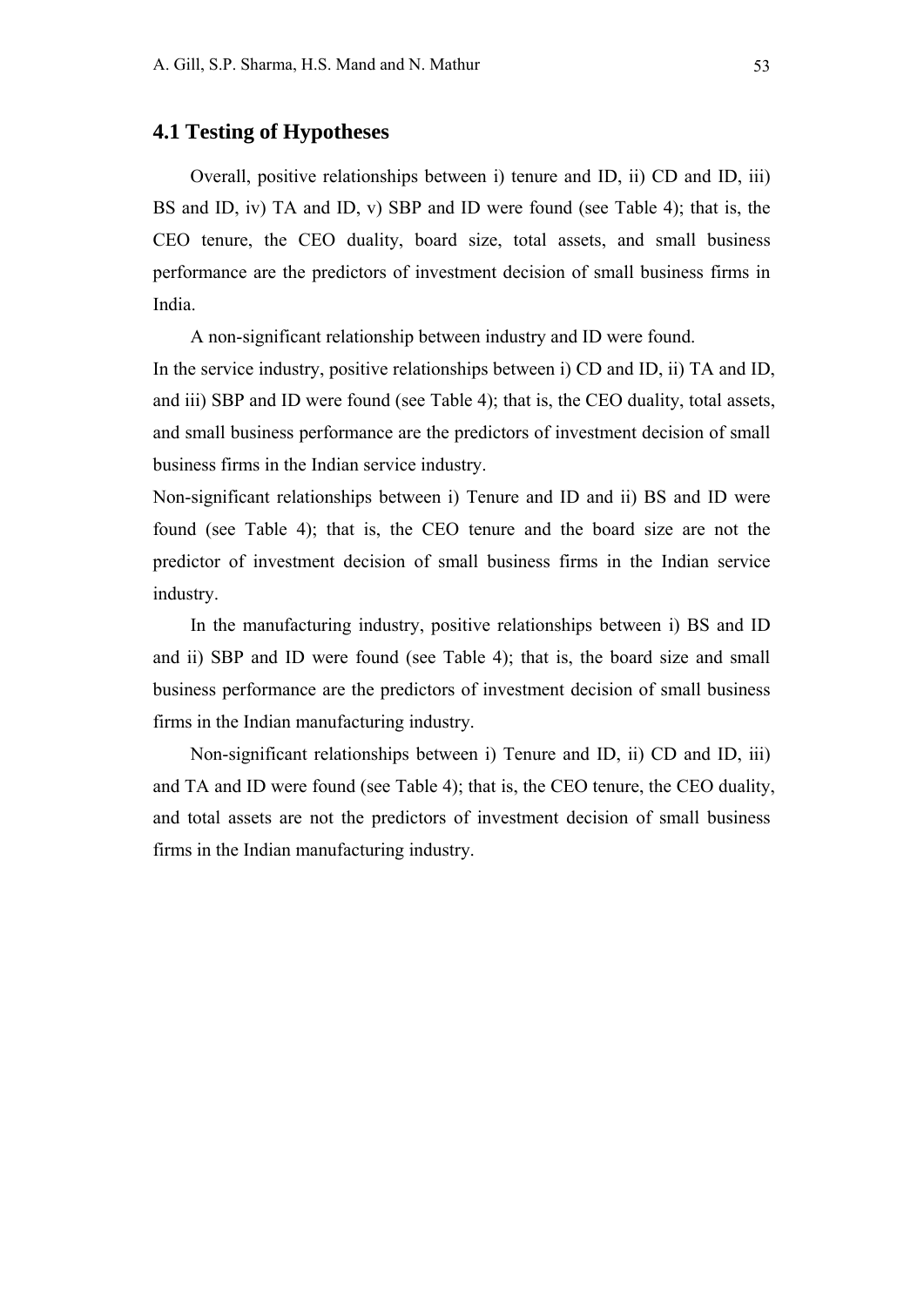### 4.1 Testing of Hypotheses

Overall, positive relationships between i) tenure and ID, ii) CD and ID, iii) BS and ID, iv) TA and ID, v) SBP and ID were found (see Table 4); that is, the CEO tenure, the CEO duality, board size, total assets, and small business performance are the predictors of investment decision of small business firms in India.

A non-significant relationship between industry and ID were found.

In the service industry, positive relationships between i) CD and ID, ii) TA and ID, and iii) SBP and ID were found (see Table 4); that is, the CEO duality, total assets, and small business performance are the predictors of investment decision of small business firms in the Indian service industry.

Non-significant relationships between i) Tenure and ID and ii) BS and ID were found (see Table 4); that is, the CEO tenure and the board size are not the predictor of investment decision of small business firms in the Indian service industry.

In the manufacturing industry, positive relationships between i) BS and ID and ii) SBP and ID were found (see Table 4); that is, the board size and small business performance are the predictors of investment decision of small business firms in the Indian manufacturing industry.

Non-significant relationships between i) Tenure and ID, ii) CD and ID, iii) and TA and ID were found (see Table 4); that is, the CEO tenure, the CEO duality, and total assets are not the predictors of investment decision of small business firms in the Indian manufacturing industry.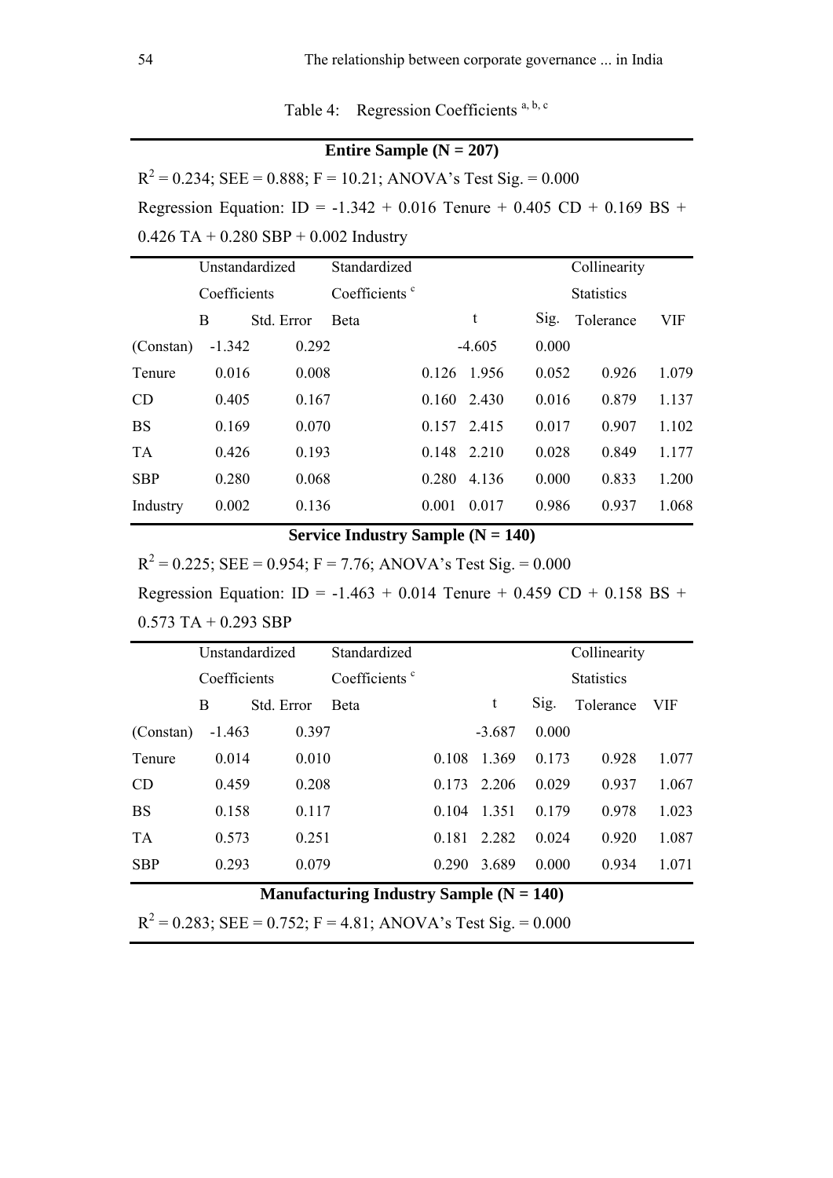Table 4: Regression Coefficients [a, b, c]

**Entire Sample (N = 207)**

$R^2 = 0.234$; SEE = 0.888; F = 10.21; ANOVA's Test Sig. = 0.000

Regression Equation: ID = -1.342 + 0.016 Tenure + 0.405 CD + 0.169 BS + 0.426 TA + 0.280 SBP + 0.002 Industry

| | Unstandardized Coefficients | | Standardized Coefficients [c] | | | Collinearity Statistics | |
|---|---|---|---|---|---|---|---|
| | B | Std. Error | Beta | t | Sig. | Tolerance | VIF |
| (Constan) | -1.342 | 0.292 | | -4.605 | 0.000 | | |
| Tenure | 0.016 | 0.008 | 0.126 | 1.956 | 0.052 | 0.926 | 1.079 |
| CD | 0.405 | 0.167 | 0.160 | 2.430 | 0.016 | 0.879 | 1.137 |
| BS | 0.169 | 0.070 | 0.157 | 2.415 | 0.017 | 0.907 | 1.102 |
| TA | 0.426 | 0.193 | 0.148 | 2.210 | 0.028 | 0.849 | 1.177 |
| SBP | 0.280 | 0.068 | 0.280 | 4.136 | 0.000 | 0.833 | 1.200 |
| Industry | 0.002 | 0.136 | 0.001 | 0.017 | 0.986 | 0.937 | 1.068 |

**Service Industry Sample (N = 140)**

$R^2 = 0.225$; SEE = 0.954; F = 7.76; ANOVA's Test Sig. = 0.000

Regression Equation: ID = -1.463 + 0.014 Tenure + 0.459 CD + 0.158 BS + 0.573 TA + 0.293 SBP

| | Unstandardized Coefficients | | Standardized Coefficients [c] | | | Collinearity Statistics | |
|---|---|---|---|---|---|---|---|
| | B | Std. Error | Beta | t | Sig. | Tolerance | VIF |
| (Constan) | -1.463 | 0.397 | | -3.687 | 0.000 | | |
| Tenure | 0.014 | 0.010 | 0.108 | 1.369 | 0.173 | 0.928 | 1.077 |
| CD | 0.459 | 0.208 | 0.173 | 2.206 | 0.029 | 0.937 | 1.067 |
| BS | 0.158 | 0.117 | 0.104 | 1.351 | 0.179 | 0.978 | 1.023 |
| TA | 0.573 | 0.251 | 0.181 | 2.282 | 0.024 | 0.920 | 1.087 |
| SBP | 0.293 | 0.079 | 0.290 | 3.689 | 0.000 | 0.934 | 1.071 |

**Manufacturing Industry Sample (N = 140)**

$R^2 = 0.283$; SEE = 0.752; F = 4.81; ANOVA's Test Sig. = 0.000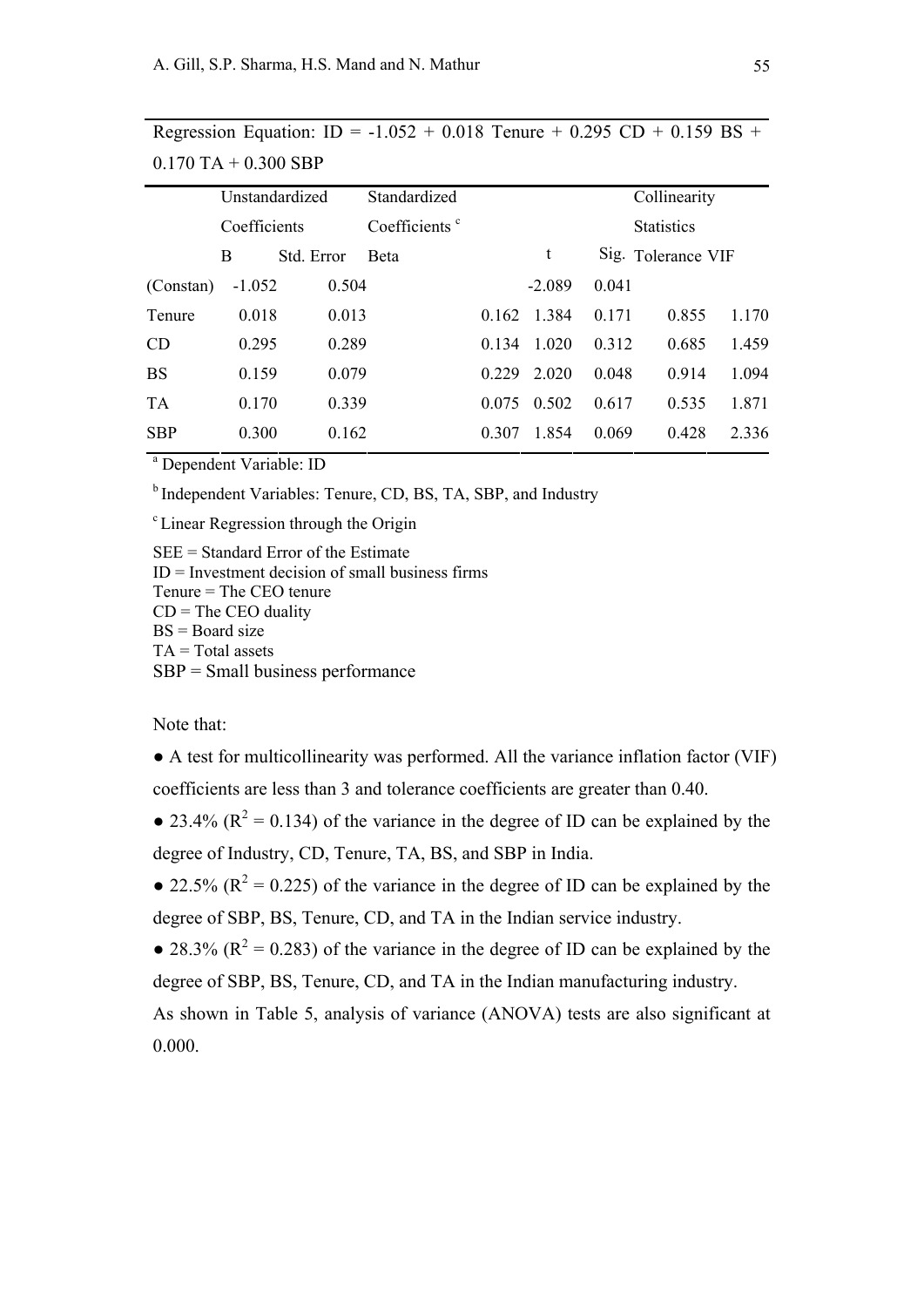Regression Equation: ID = -1.052 + 0.018 Tenure + 0.295 CD + 0.159 BS + 0.170 TA + 0.300 SBP

| | Unstandardized Coefficients | | Standardized Coefficients [c] | | | Collinearity Statistics | |
|---|---|---|---|---|---|---|---|
| | B | Std. Error | Beta | t | Sig. | Tolerance | VIF |
| (Constan) | -1.052 | 0.504 | | -2.089 | 0.041 | | |
| Tenure | 0.018 | 0.013 | 0.162 | 1.384 | 0.171 | 0.855 | 1.170 |
| CD | 0.295 | 0.289 | 0.134 | 1.020 | 0.312 | 0.685 | 1.459 |
| BS | 0.159 | 0.079 | 0.229 | 2.020 | 0.048 | 0.914 | 1.094 |
| TA | 0.170 | 0.339 | 0.075 | 0.502 | 0.617 | 0.535 | 1.871 |
| SBP | 0.300 | 0.162 | 0.307 | 1.854 | 0.069 | 0.428 | 2.336 |

[a] Dependent Variable: ID

[b] Independent Variables: Tenure, CD, BS, TA, SBP, and Industry

[c] Linear Regression through the Origin

SEE = Standard Error of the Estimate
ID = Investment decision of small business firms
Tenure = The CEO tenure
CD = The CEO duality
BS = Board size
TA = Total assets
SBP = Small business performance

Note that:

- A test for multicollinearity was performed. All the variance inflation factor (VIF) coefficients are less than 3 and tolerance coefficients are greater than 0.40.
- 23.4% ($R^2$ = 0.134) of the variance in the degree of ID can be explained by the degree of Industry, CD, Tenure, TA, BS, and SBP in India.
- 22.5% ($R^2$ = 0.225) of the variance in the degree of ID can be explained by the degree of SBP, BS, Tenure, CD, and TA in the Indian service industry.
- 28.3% ($R^2$ = 0.283) of the variance in the degree of ID can be explained by the degree of SBP, BS, Tenure, CD, and TA in the Indian manufacturing industry.

As shown in Table 5, analysis of variance (ANOVA) tests are also significant at 0.000.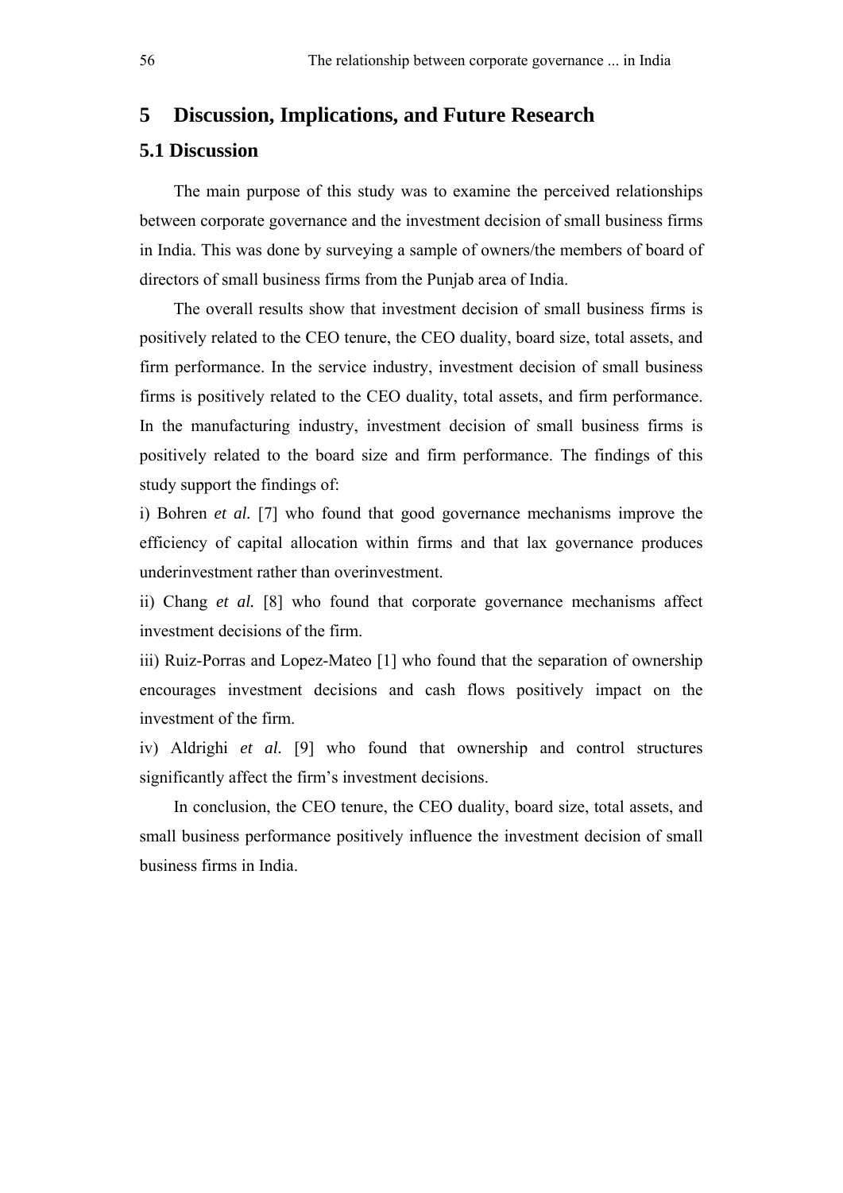# 5 Discussion, Implications, and Future Research

## 5.1 Discussion

The main purpose of this study was to examine the perceived relationships between corporate governance and the investment decision of small business firms in India. This was done by surveying a sample of owners/the members of board of directors of small business firms from the Punjab area of India.

The overall results show that investment decision of small business firms is positively related to the CEO tenure, the CEO duality, board size, total assets, and firm performance. In the service industry, investment decision of small business firms is positively related to the CEO duality, total assets, and firm performance. In the manufacturing industry, investment decision of small business firms is positively related to the board size and firm performance. The findings of this study support the findings of:

i) Bohren *et al.* [7] who found that good governance mechanisms improve the efficiency of capital allocation within firms and that lax governance produces underinvestment rather than overinvestment.

ii) Chang *et al.* [8] who found that corporate governance mechanisms affect investment decisions of the firm.

iii) Ruiz-Porras and Lopez-Mateo [1] who found that the separation of ownership encourages investment decisions and cash flows positively impact on the investment of the firm.

iv) Aldrighi *et al.* [9] who found that ownership and control structures significantly affect the firm's investment decisions.

In conclusion, the CEO tenure, the CEO duality, board size, total assets, and small business performance positively influence the investment decision of small business firms in India.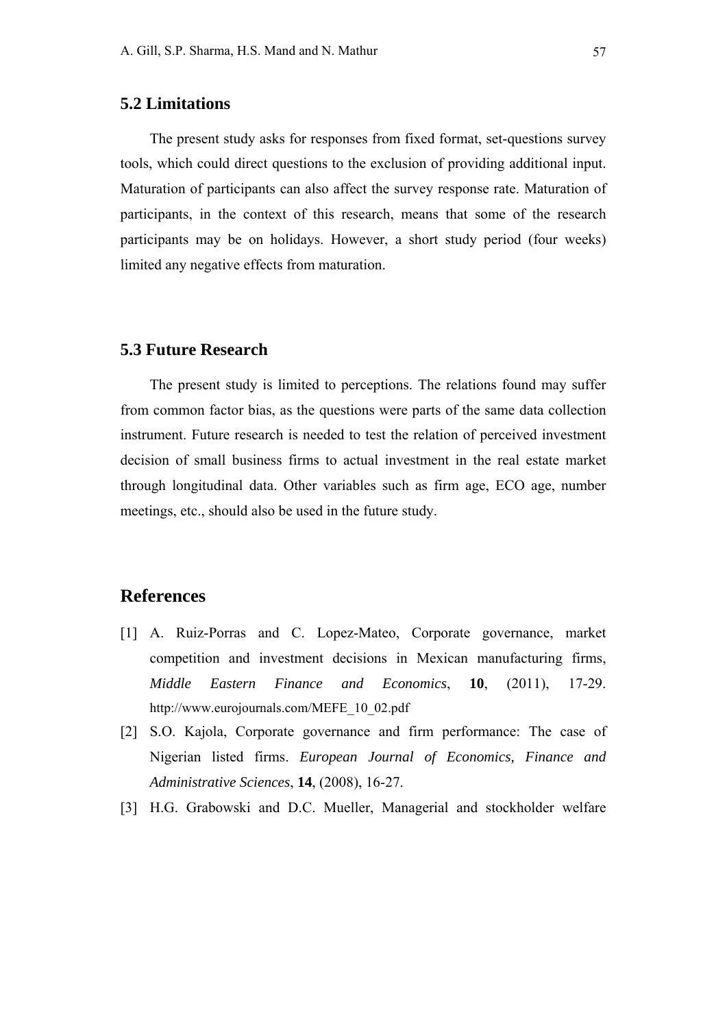### 5.2 Limitations

The present study asks for responses from fixed format, set-questions survey tools, which could direct questions to the exclusion of providing additional input. Maturation of participants can also affect the survey response rate. Maturation of participants, in the context of this research, means that some of the research participants may be on holidays. However, a short study period (four weeks) limited any negative effects from maturation.

### 5.3 Future Research

The present study is limited to perceptions. The relations found may suffer from common factor bias, as the questions were parts of the same data collection instrument. Future research is needed to test the relation of perceived investment decision of small business firms to actual investment in the real estate market through longitudinal data. Other variables such as firm age, ECO age, number meetings, etc., should also be used in the future study.

## References

[1] A. Ruiz-Porras and C. Lopez-Mateo, Corporate governance, market competition and investment decisions in Mexican manufacturing firms, *Middle Eastern Finance and Economics*, **10**, (2011), 17-29. http://www.eurojournals.com/MEFE_10_02.pdf

[2] S.O. Kajola, Corporate governance and firm performance: The case of Nigerian listed firms. *European Journal of Economics, Finance and Administrative Sciences*, **14**, (2008), 16-27.

[3] H.G. Grabowski and D.C. Mueller, Managerial and stockholder welfare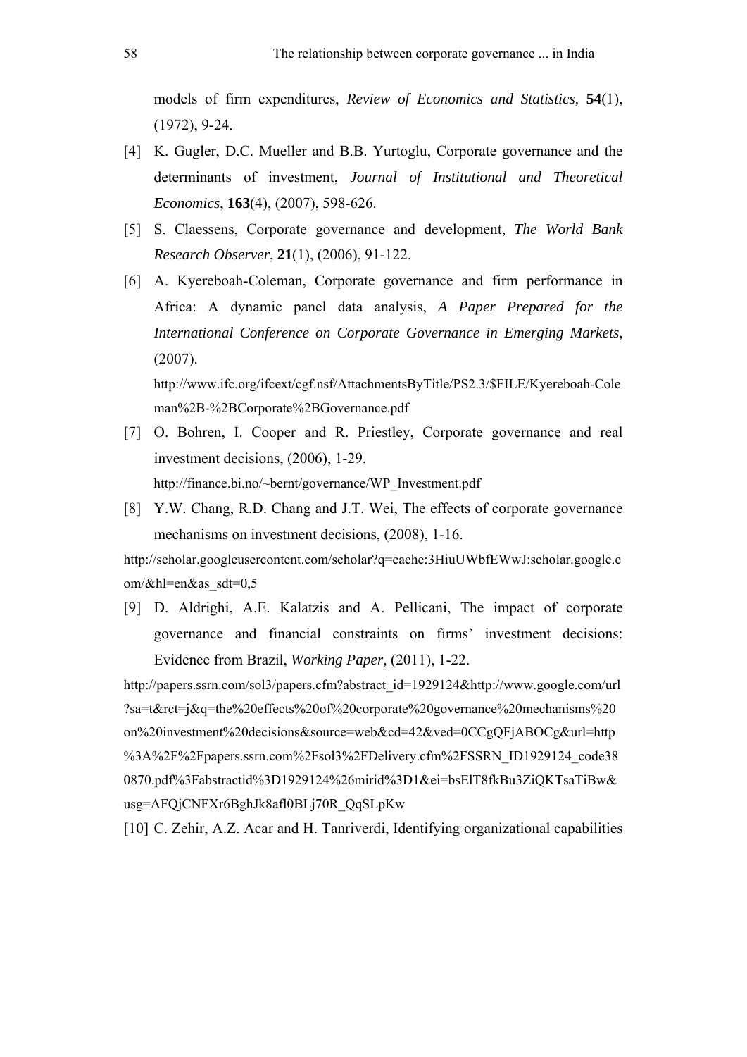models of firm expenditures, *Review of Economics and Statistics,* **54**(1), (1972), 9-24.

[4] K. Gugler, D.C. Mueller and B.B. Yurtoglu, Corporate governance and the determinants of investment, *Journal of Institutional and Theoretical Economics*, **163**(4), (2007), 598-626.

[5] S. Claessens, Corporate governance and development, *The World Bank Research Observer*, **21**(1), (2006), 91-122.

[6] A. Kyereboah-Coleman, Corporate governance and firm performance in Africa: A dynamic panel data analysis, *A Paper Prepared for the International Conference on Corporate Governance in Emerging Markets,* (2007).
http://www.ifc.org/ifcext/cgf.nsf/AttachmentsByTitle/PS2.3/$FILE/Kyereboah-Coleman%2B-%2BCorporate%2BGovernance.pdf

[7] O. Bohren, I. Cooper and R. Priestley, Corporate governance and real investment decisions, (2006), 1-29.
http://finance.bi.no/~bernt/governance/WP_Investment.pdf

[8] Y.W. Chang, R.D. Chang and J.T. Wei, The effects of corporate governance mechanisms on investment decisions, (2008), 1-16.
http://scholar.googleusercontent.com/scholar?q=cache:3HiuUWbfEWwJ:scholar.google.com/&hl=en&as_sdt=0,5

[9] D. Aldrighi, A.E. Kalatzis and A. Pellicani, The impact of corporate governance and financial constraints on firms' investment decisions: Evidence from Brazil, *Working Paper,* (2011), 1-22.
http://papers.ssrn.com/sol3/papers.cfm?abstract_id=1929124&http://www.google.com/url?sa=t&rct=j&q=the%20effects%20of%20corporate%20governance%20mechanisms%20on%20investment%20decisions&source=web&cd=42&ved=0CCgQFjABOCg&url=http%3A%2F%2Fpapers.ssrn.com%2Fsol3%2FDelivery.cfm%2FSSRN_ID1929124_code380870.pdf%3Fabstractid%3D1929124%26mirid%3D1&ei=bsElT8fkBu3ZiQKTsaTiBw&usg=AFQjCNFXr6BghJk8afl0BLj70R_QqSLpKw

[10] C. Zehir, A.Z. Acar and H. Tanriverdi, Identifying organizational capabilities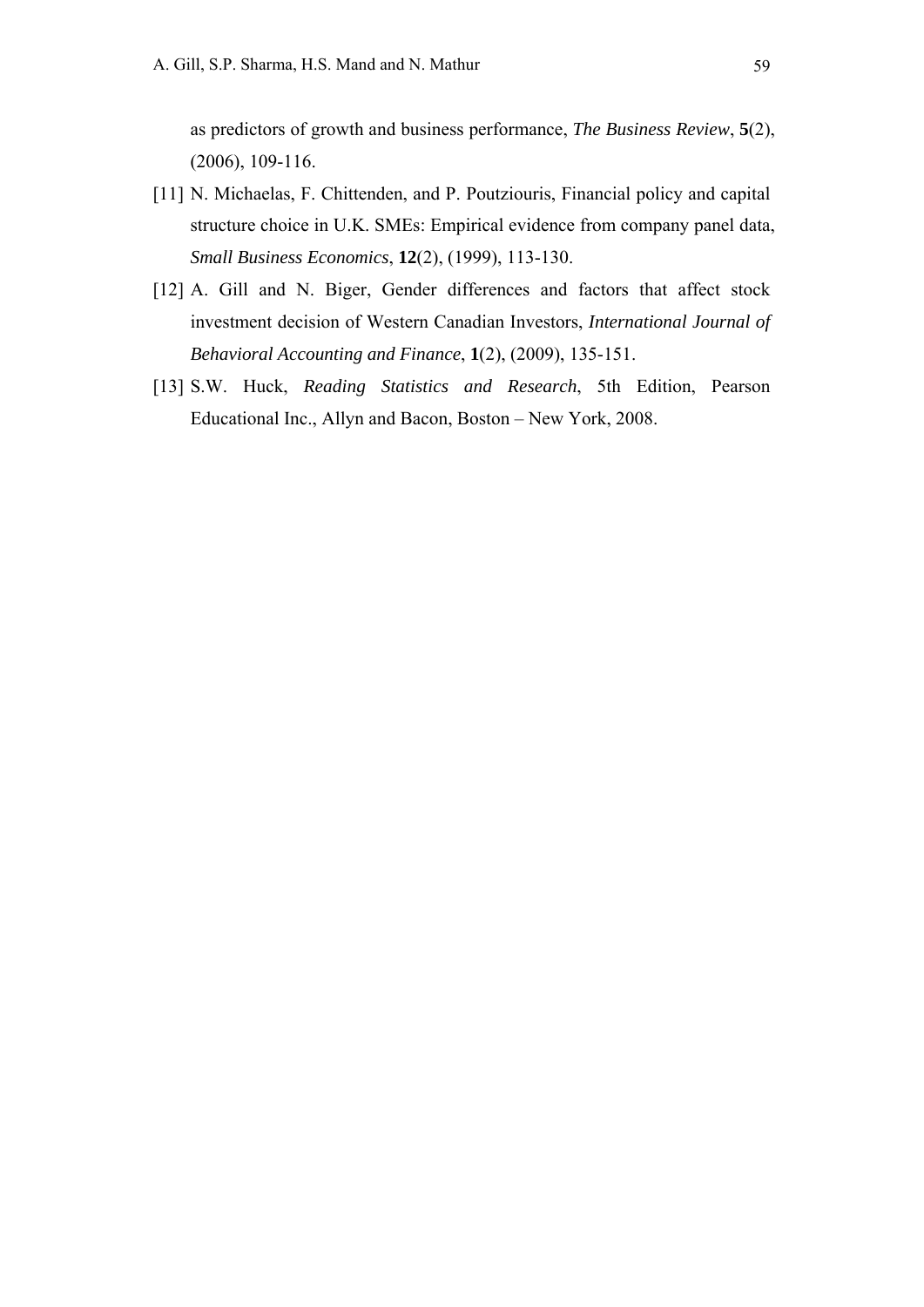as predictors of growth and business performance, *The Business Review*, **5**(2), (2006), 109-116.

[11] N. Michaelas, F. Chittenden, and P. Poutziouris, Financial policy and capital structure choice in U.K. SMEs: Empirical evidence from company panel data, *Small Business Economics*, **12**(2), (1999), 113-130.

[12] A. Gill and N. Biger, Gender differences and factors that affect stock investment decision of Western Canadian Investors, *International Journal of Behavioral Accounting and Finance*, **1**(2), (2009), 135-151.

[13] S.W. Huck, *Reading Statistics and Research*, 5th Edition, Pearson Educational Inc., Allyn and Bacon, Boston – New York, 2008.